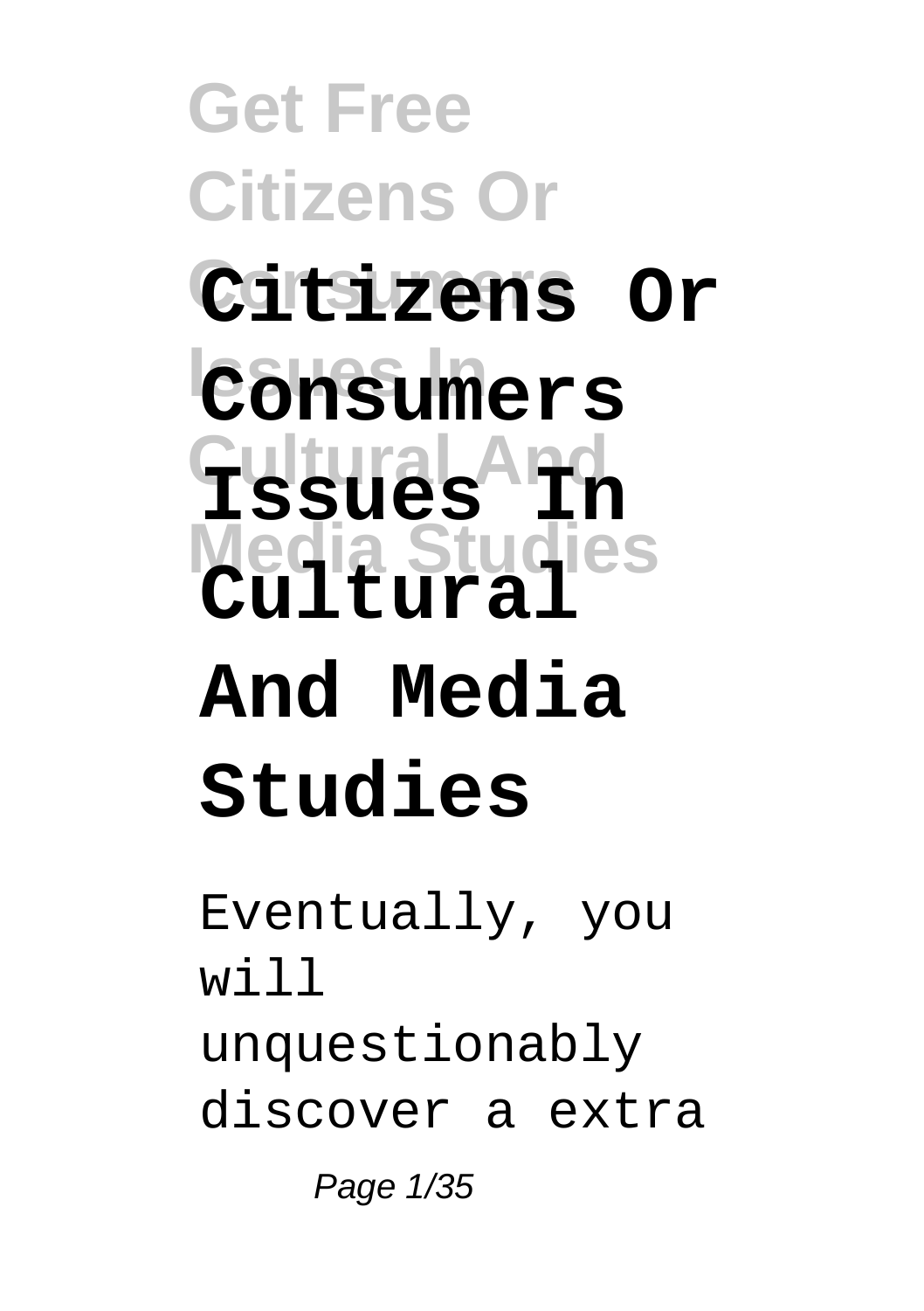# Citizens Or Consumers Issues In Cultural And Media Studies

Eventually, you will unquestionably discover a extra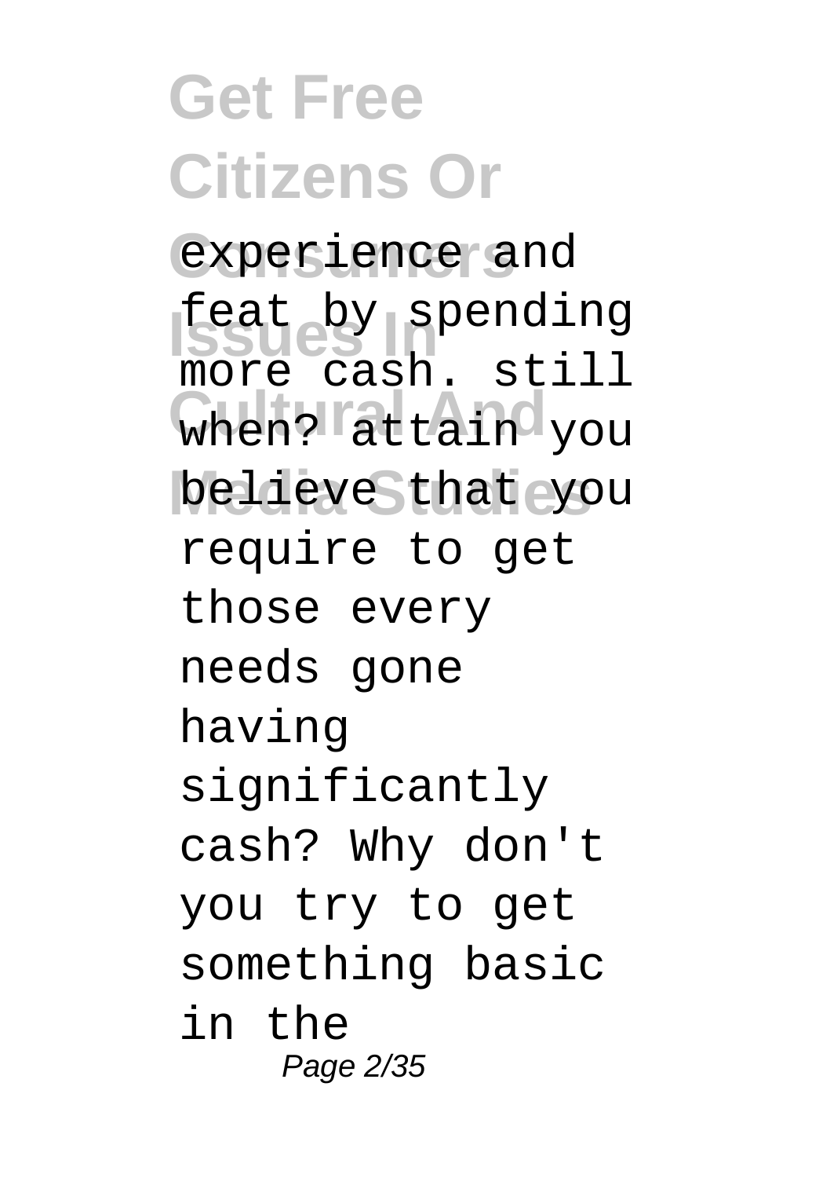experience and feat by spending more cash. still when? attain you believe that you require to get those every needs gone having significantly cash? Why don't you try to get something basic in the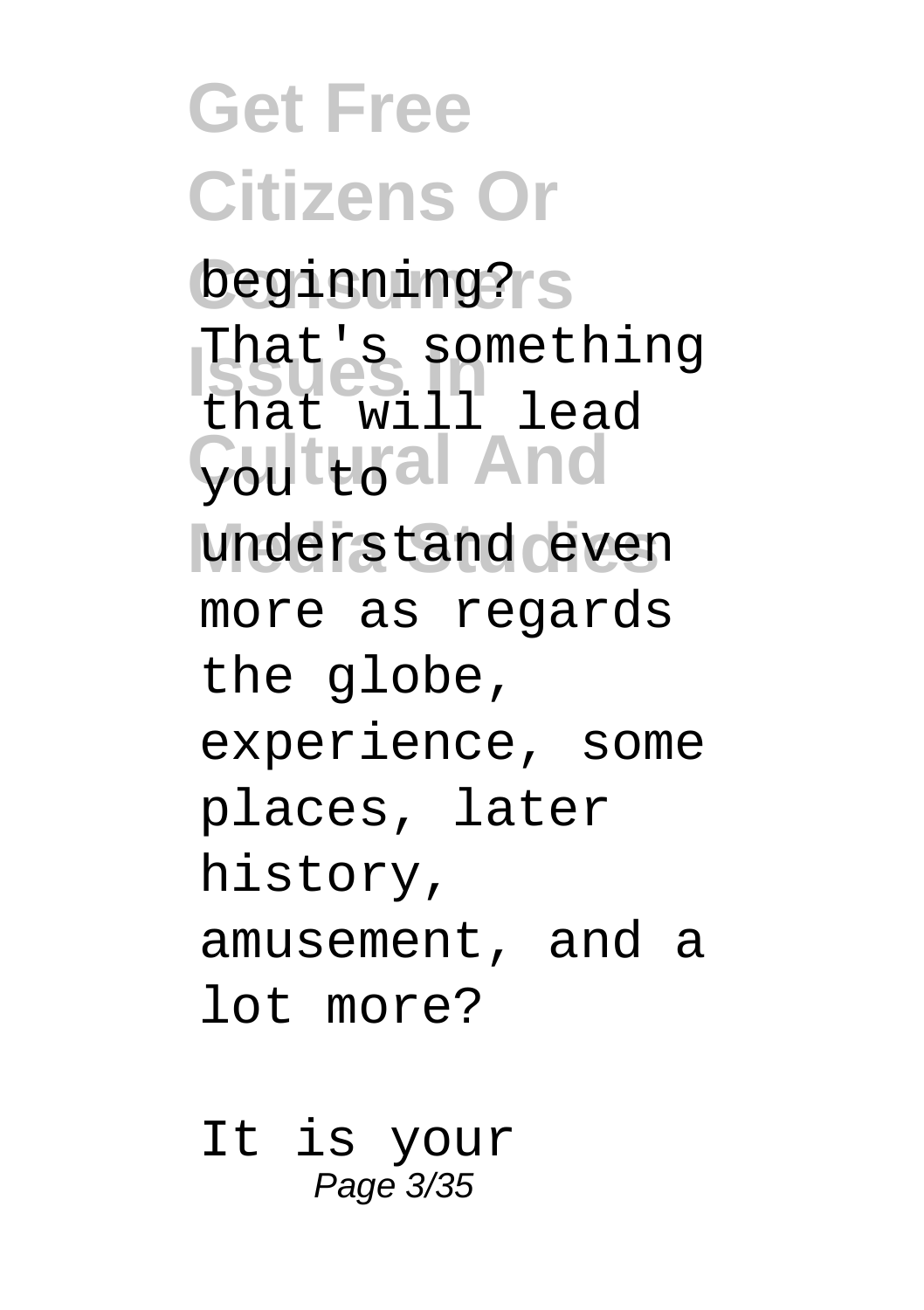beginning? That's something that will lead you to understand even more as regards the globe, experience, some places, later history, amusement, and a lot more?

It is your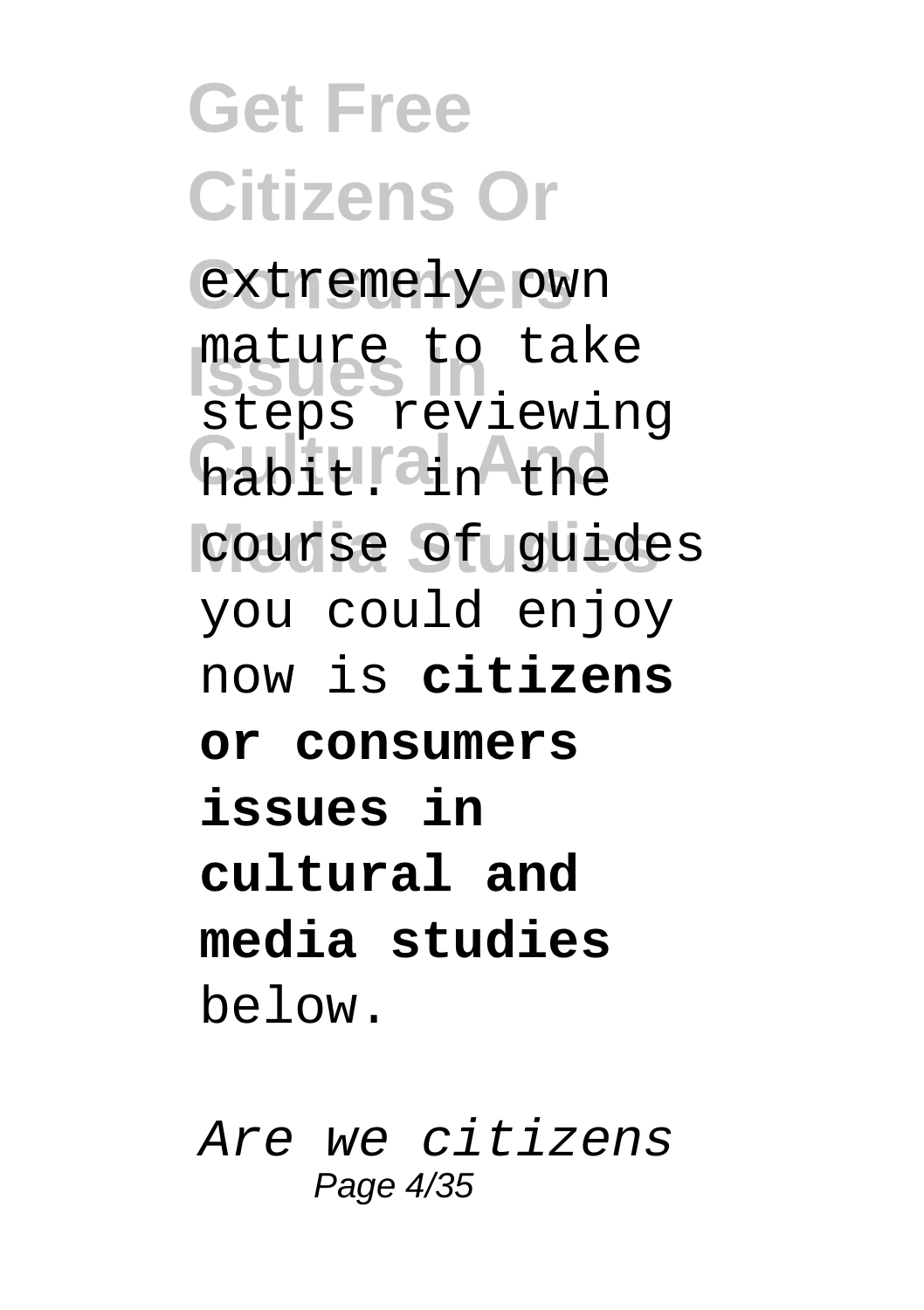extremely own mature to take steps reviewing habit. in the course of guides you could enjoy now is **citizens or consumers issues in cultural and media studies** below.

*Are we citizens*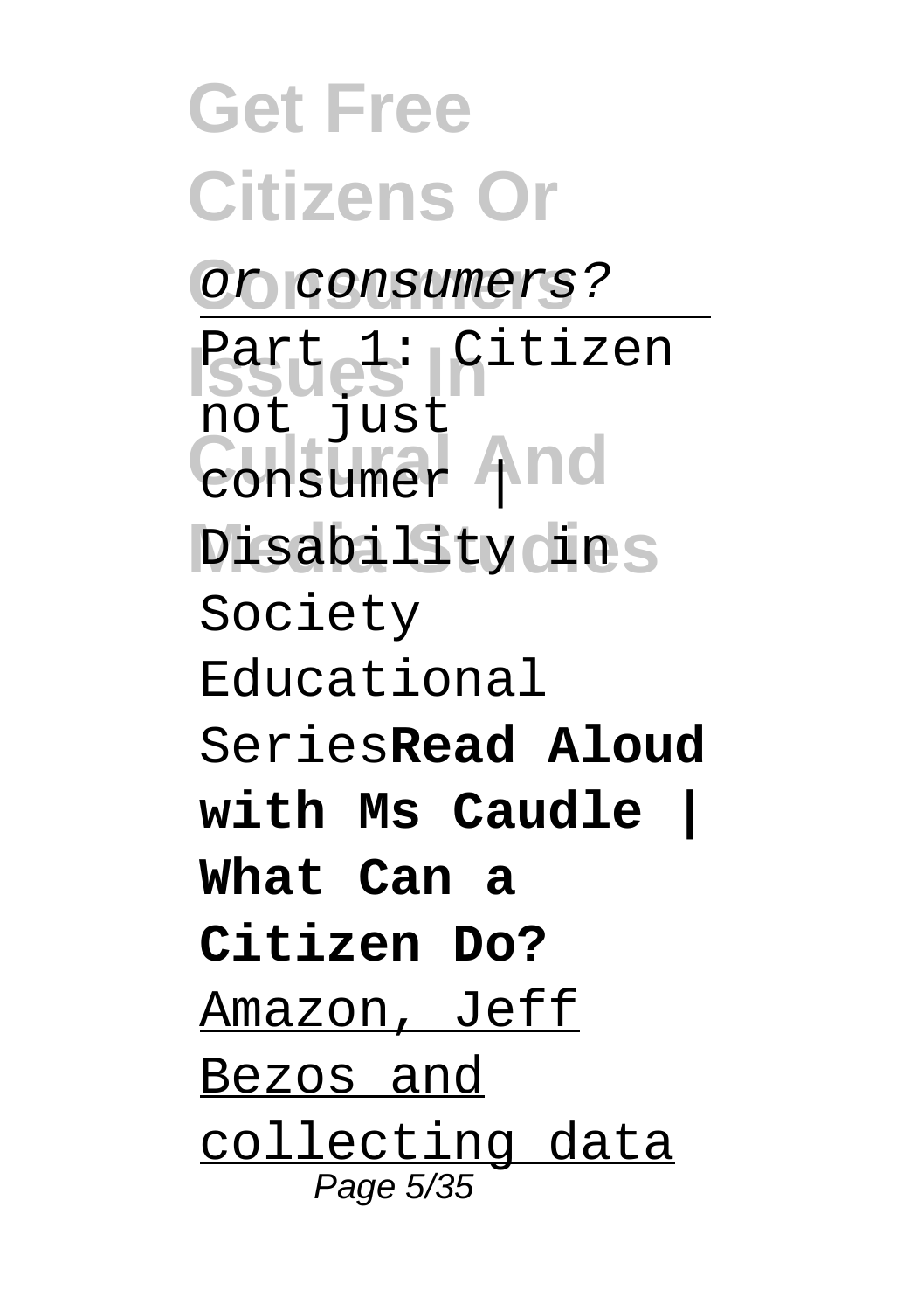or consumers?

Part 1: Citizen not just consumer | Disability in Society Educational Series**Read Aloud with Ms Caudle | What Can a Citizen Do?** Amazon, Jeff Bezos and collecting data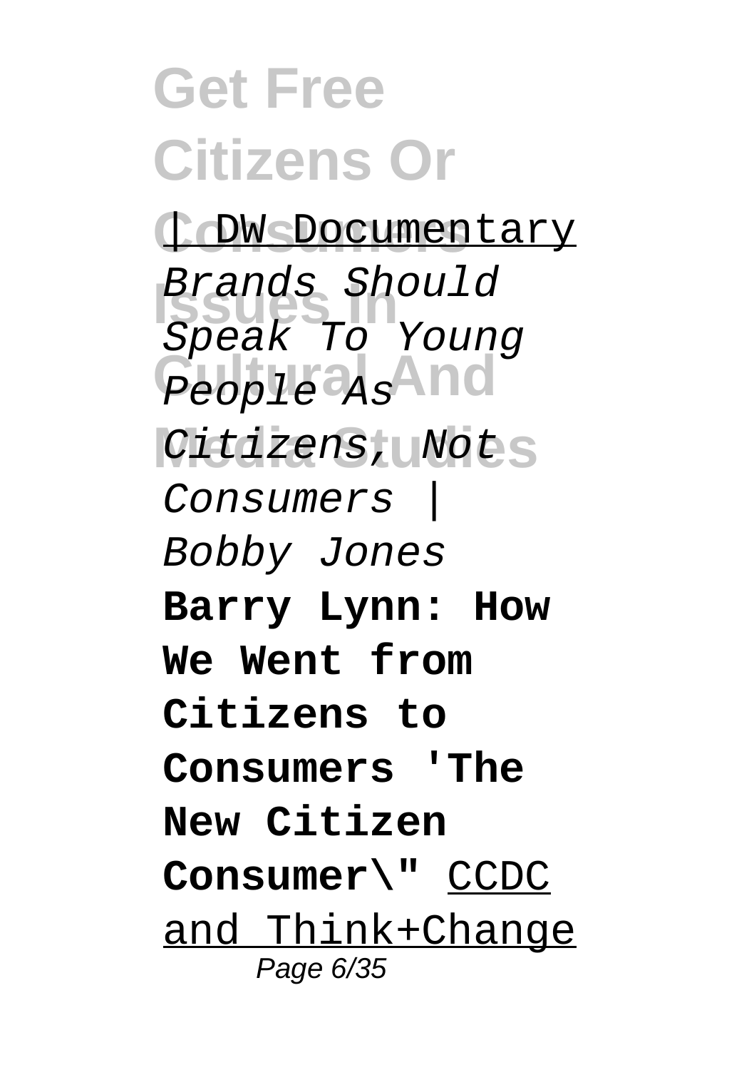| DW Documentary

*Brands Should Speak To Young People As Citizens, Not Consumers | Bobby Jones*

**Barry Lynn: How We Went from Citizens to Consumers 'The New Citizen Consumer\"** CCDC and Think+Change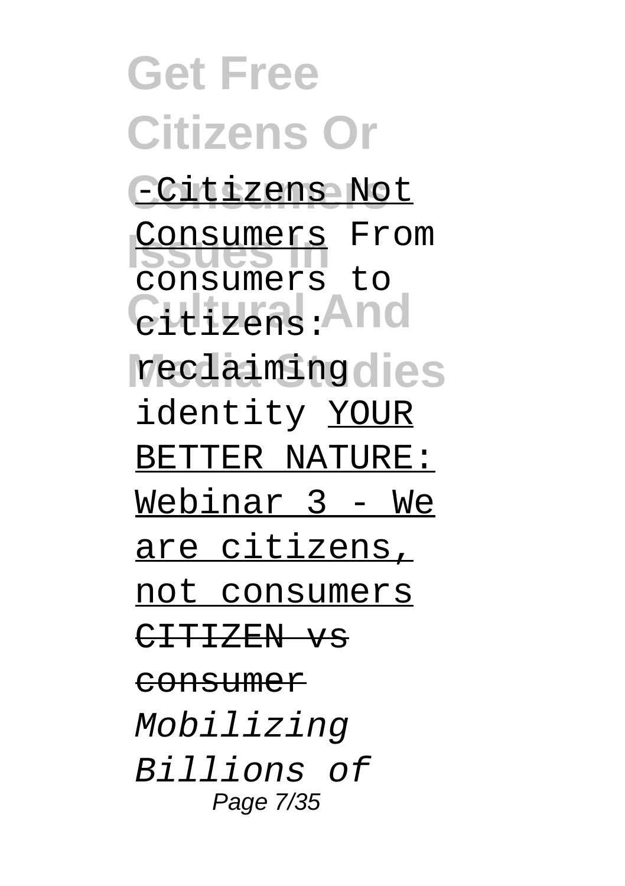-Citizens Not Consumers From consumers to citizens: reclaiming identity YOUR BETTER NATURE: Webinar 3 - We are citizens, not consumers ~~CITIZEN vs consumer~~ *Mobilizing Billions of*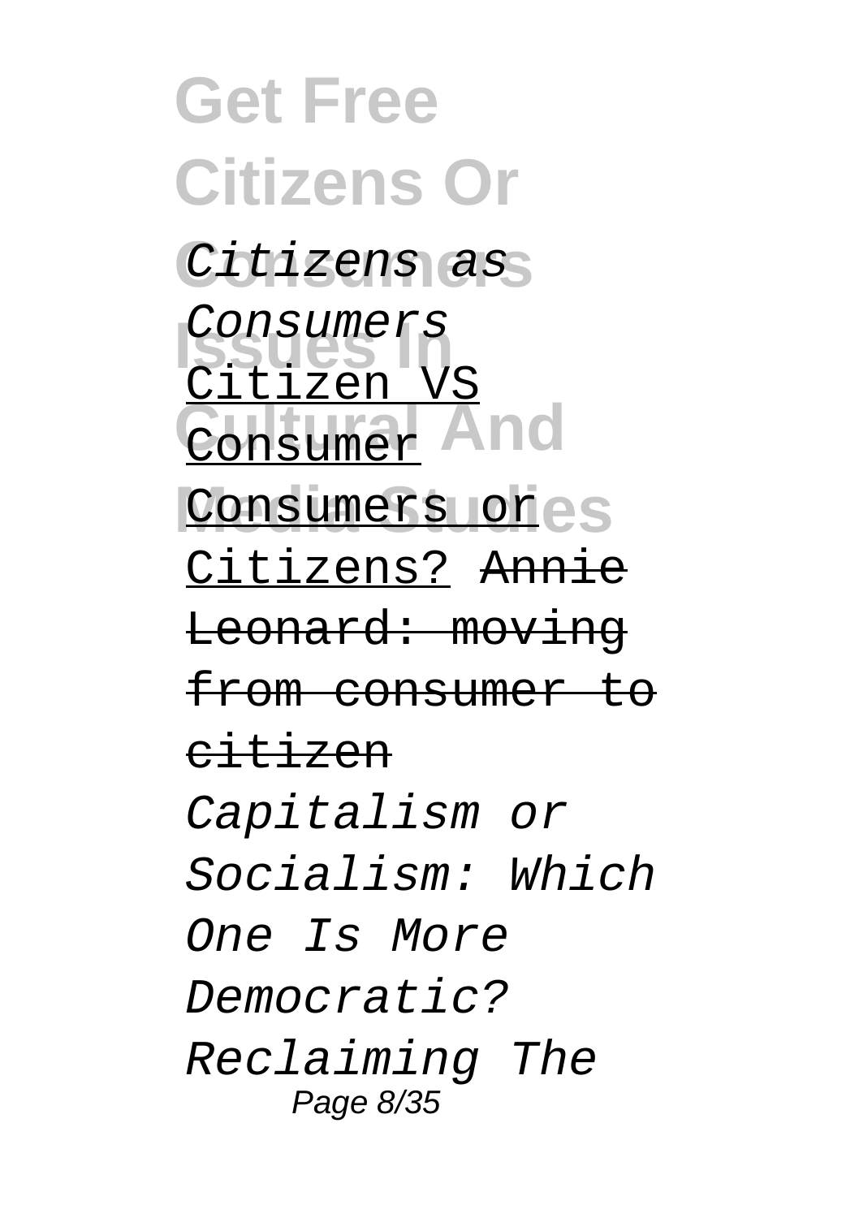*Citizens as Consumers* Citizen VS Consumer Consumers or Citizens? ~~Annie Leonard: moving from consumer to citizen~~ *Capitalism or Socialism: Which One Is More Democratic? Reclaiming The*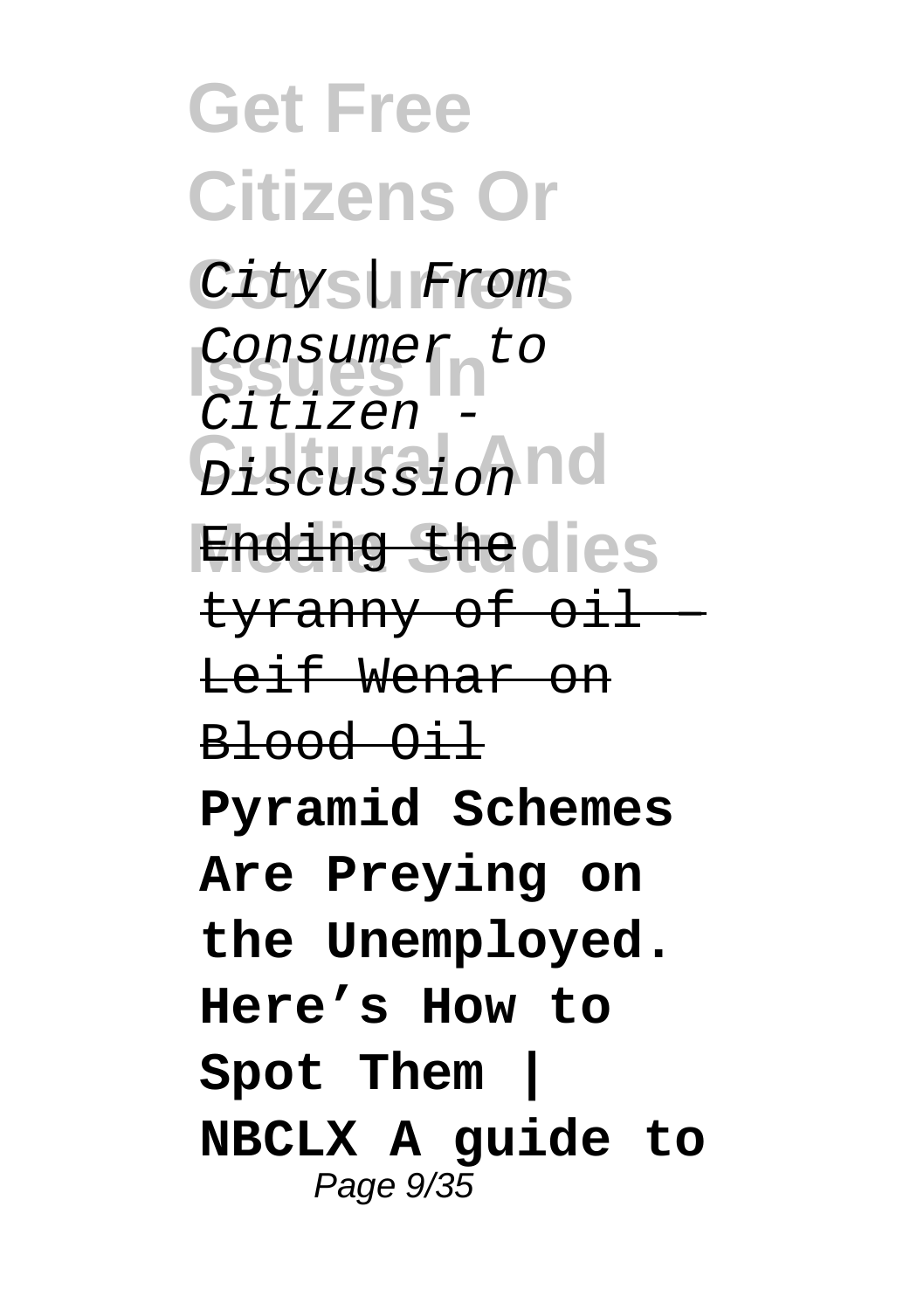*City | From Consumer to Citizen - Discussion*

~~Ending the tyranny of oil – Leif Wenar on Blood Oil~~

**Pyramid Schemes Are Preying on the Unemployed. Here's How to Spot Them | NBCLX A guide to**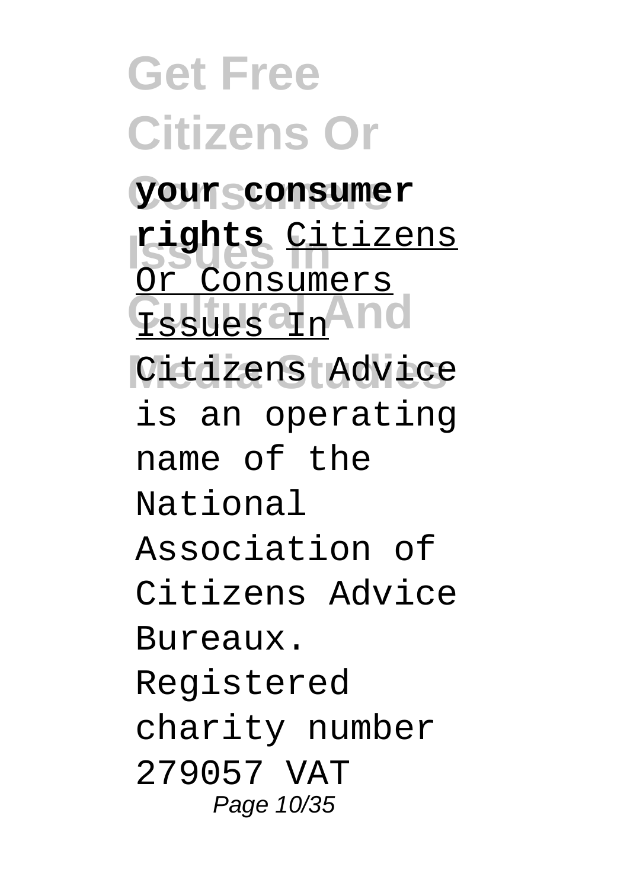**your consumer rights** Citizens Or Consumers Issues In Citizens Advice is an operating name of the National Association of Citizens Advice Bureaux. Registered charity number 279057 VAT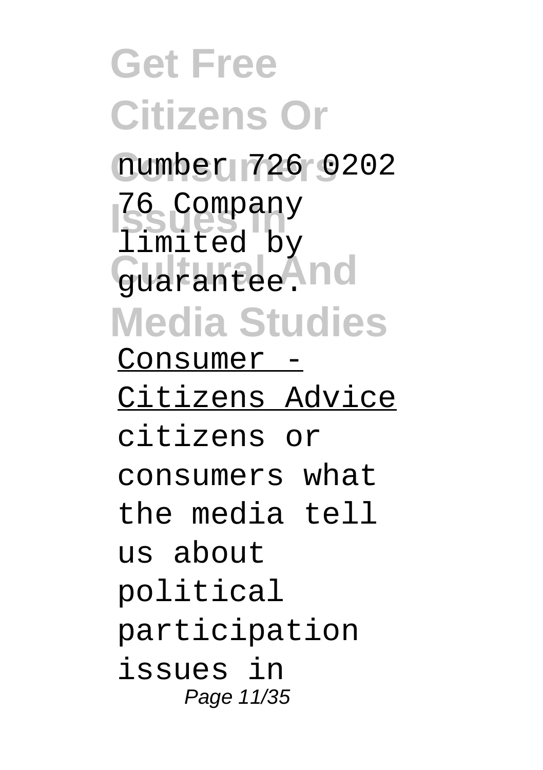number 726 0202 76 Company limited by guarantee.

Consumer - Citizens Advice

citizens or consumers what the media tell us about political participation issues in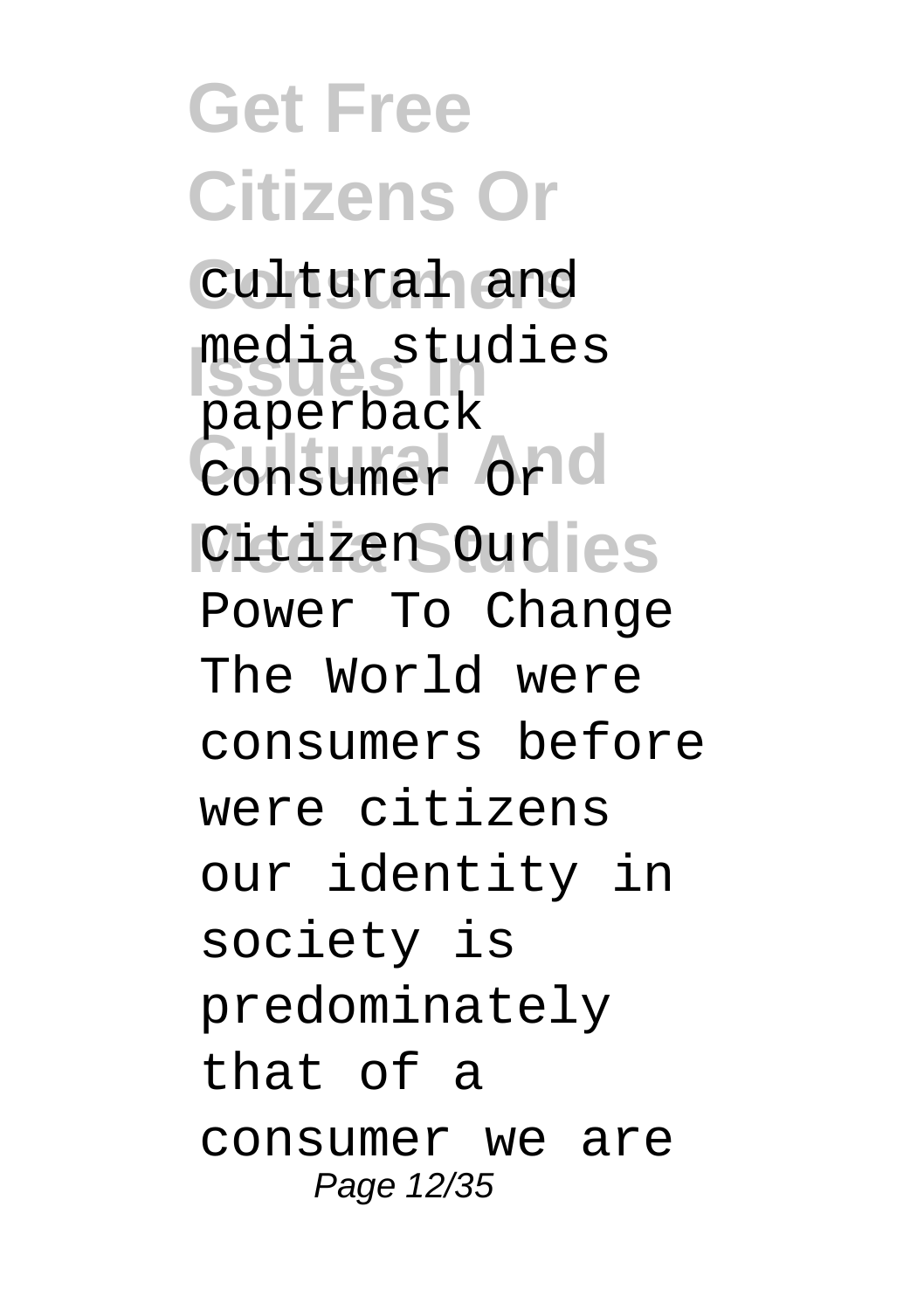cultural and media studies paperback Consumer Or Citizen Our Power To Change The World were consumers before were citizens our identity in society is predominately that of a consumer we are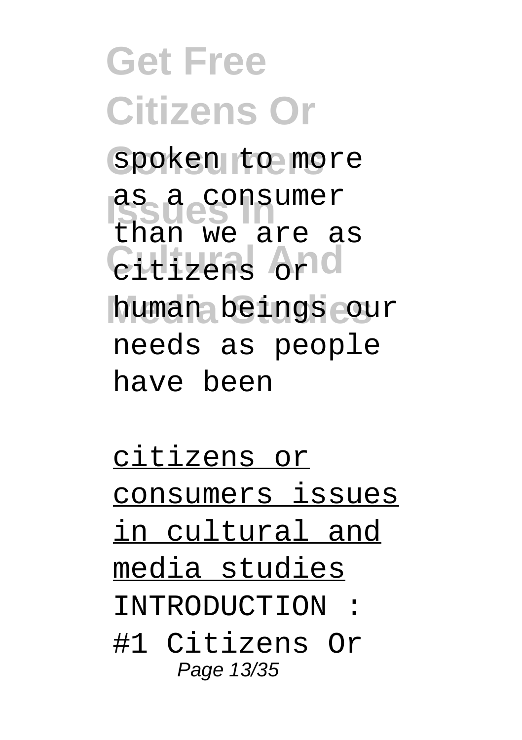spoken to more as a consumer than we are as citizens or human beings our needs as people have been

citizens or consumers issues in cultural and media studies

INTRODUCTION : #1 Citizens Or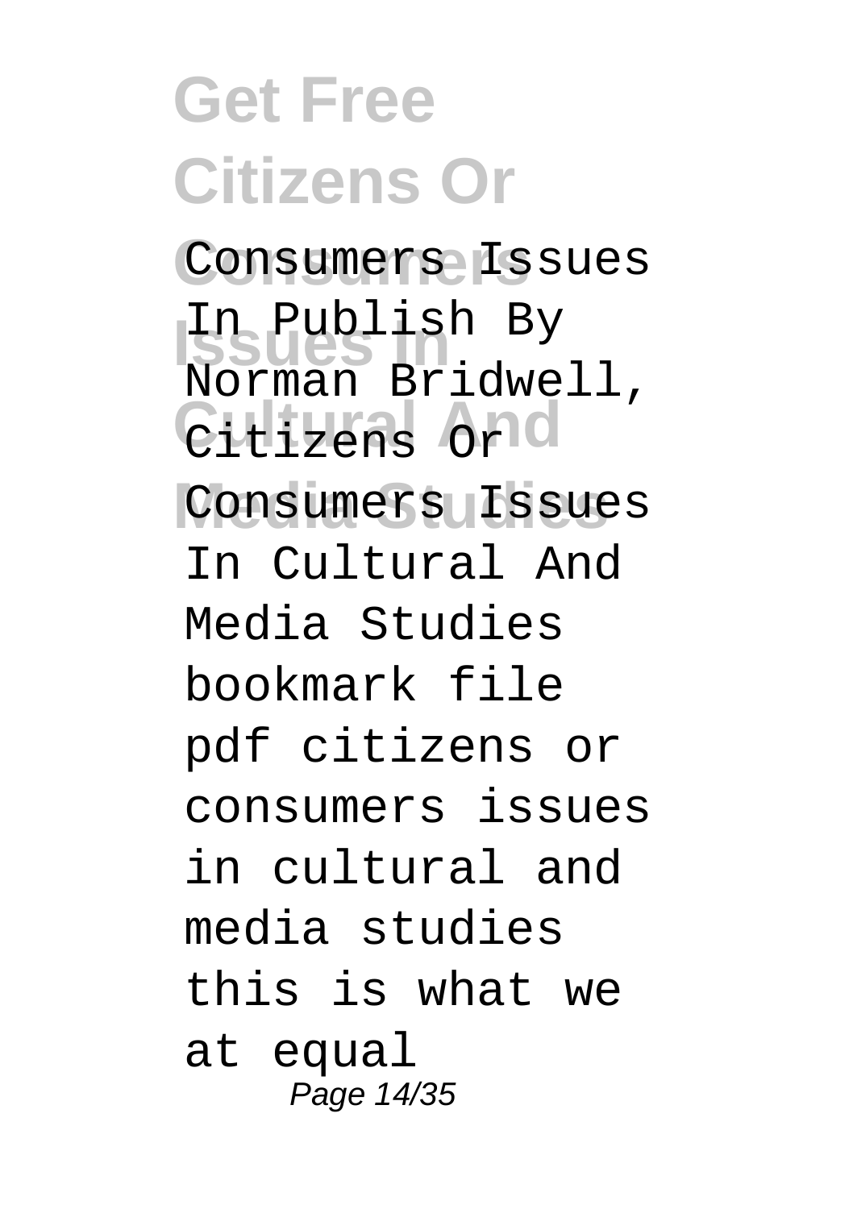Consumers Issues In Publish By Norman Bridwell, Citizens Or Consumers Issues In Cultural And Media Studies bookmark file pdf citizens or consumers issues in cultural and media studies this is what we at equal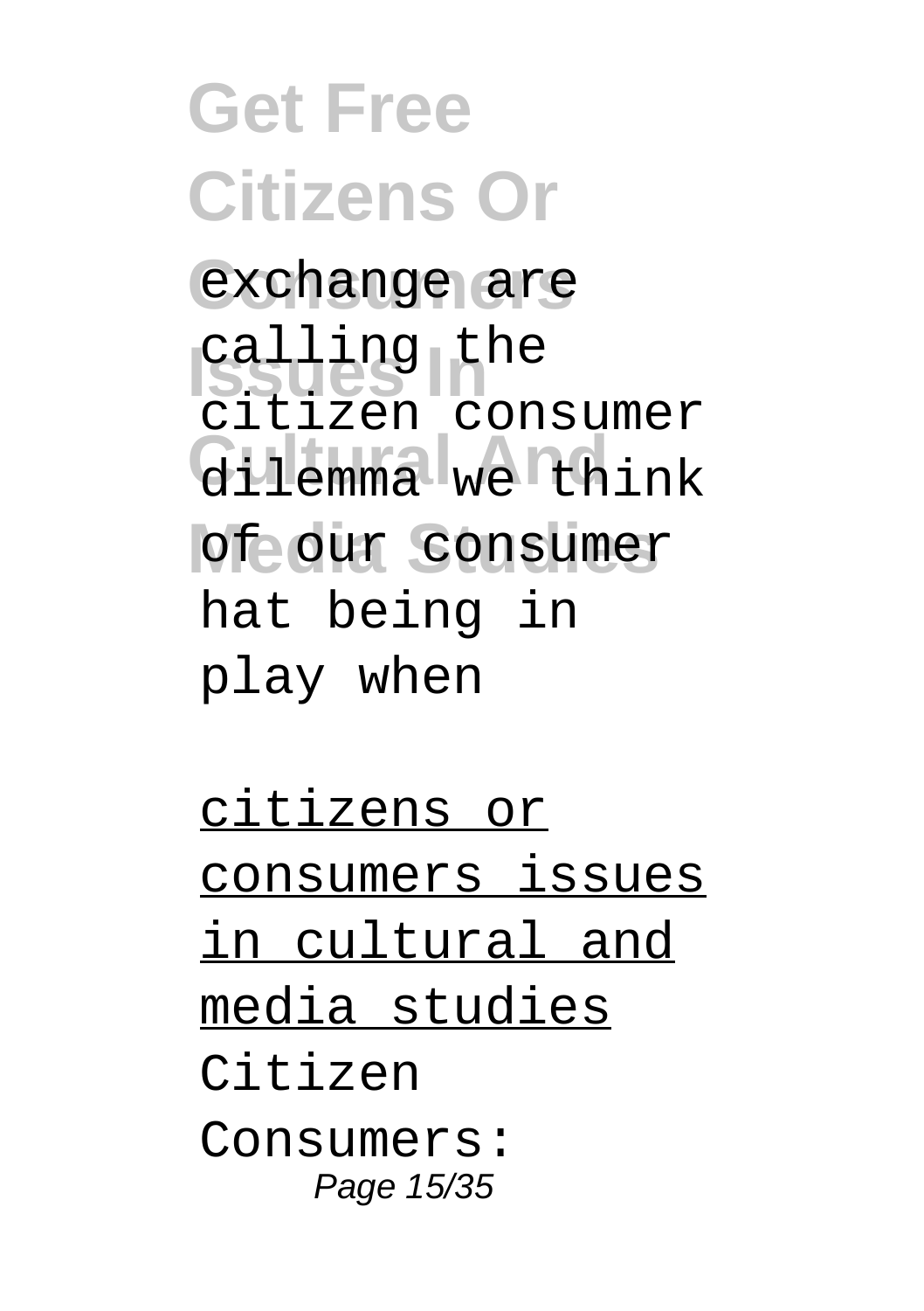exchange are calling the citizen consumer dilemma we think of our consumer hat being in play when

citizens or consumers issues in cultural and media studies

Citizen Consumers: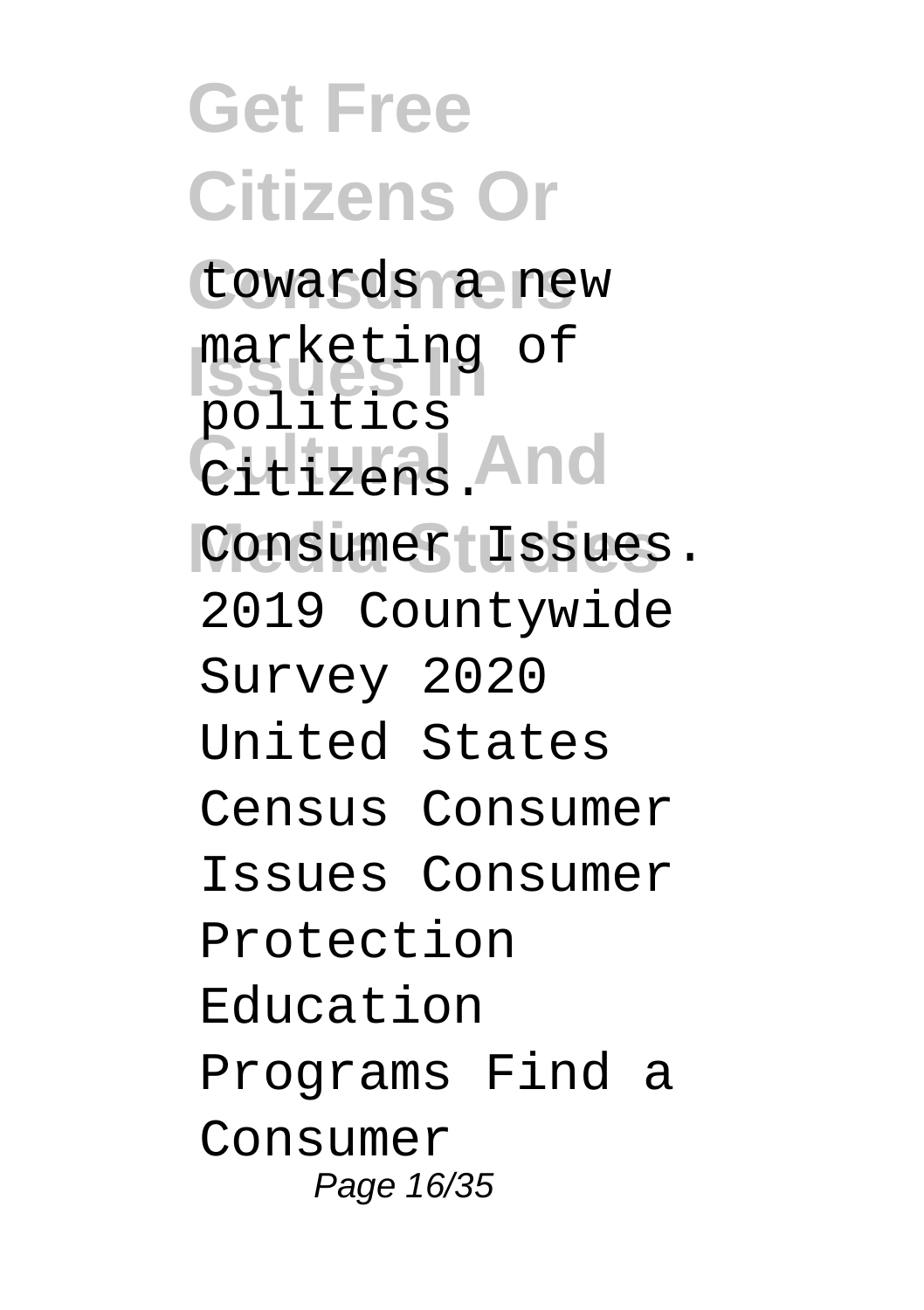towards a new marketing of politics Citizens. Consumer Issues. 2019 Countywide Survey 2020 United States Census Consumer Issues Consumer Protection Education Programs Find a Consumer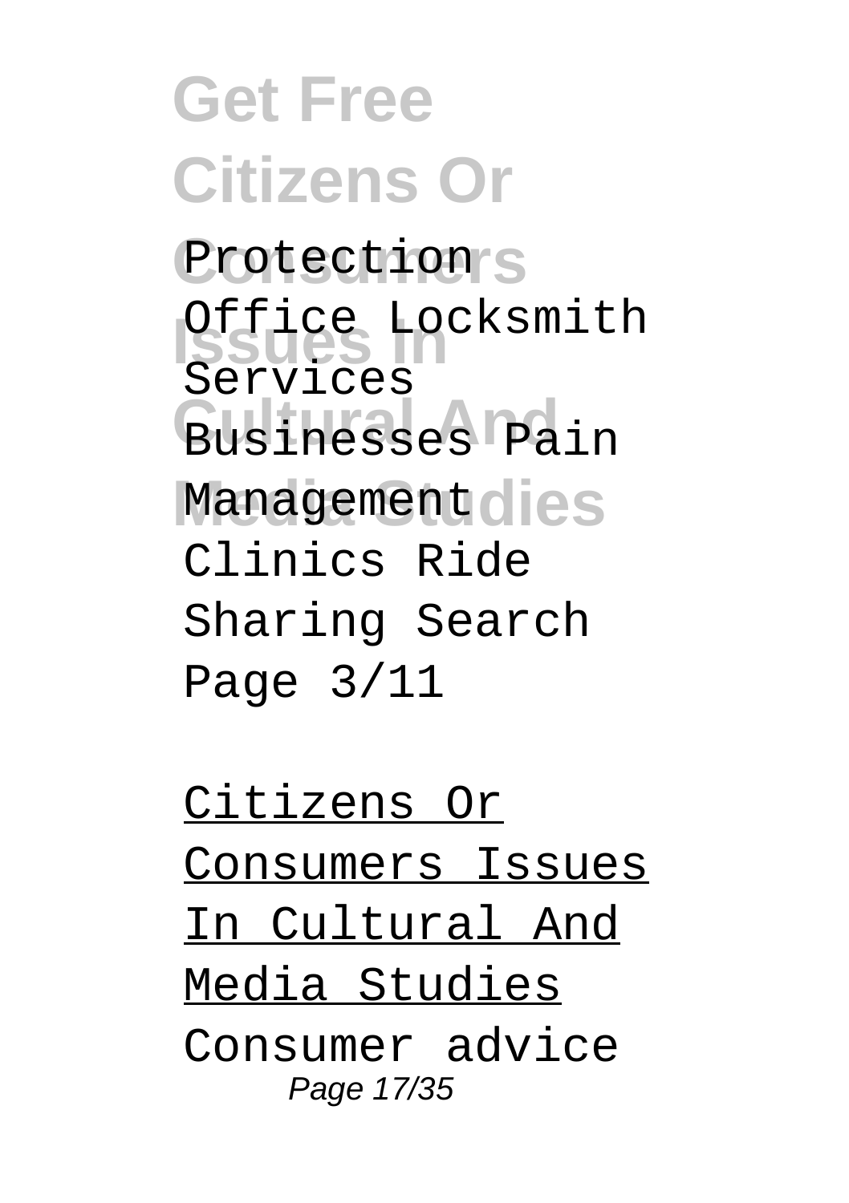Protection Office Locksmith Services Businesses Pain Management Clinics Ride Sharing Search Page 3/11

Citizens Or Consumers Issues In Cultural And Media Studies

Consumer advice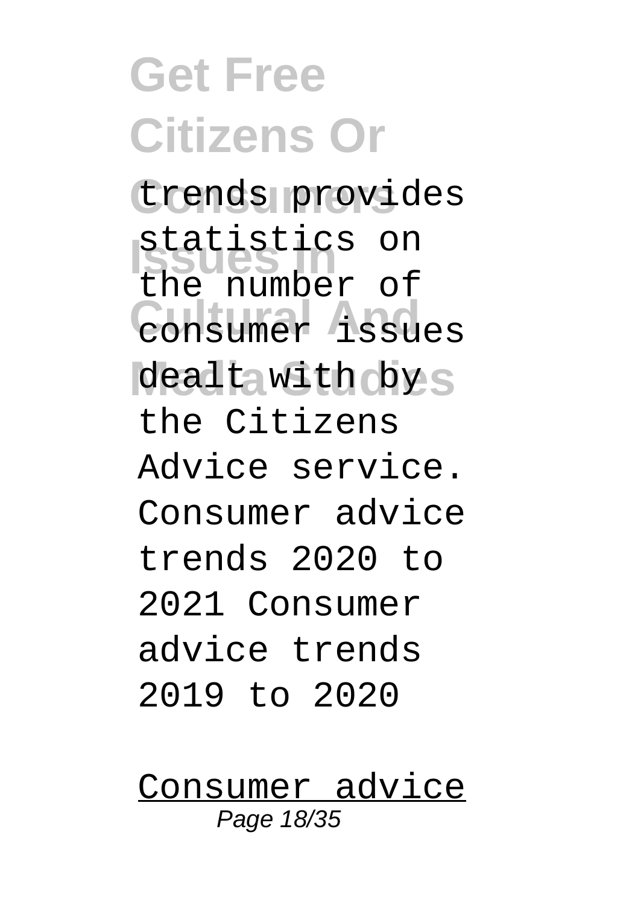trends provides statistics on the number of consumer issues dealt with by the Citizens Advice service. Consumer advice trends 2020 to 2021 Consumer advice trends 2019 to 2020

Consumer advice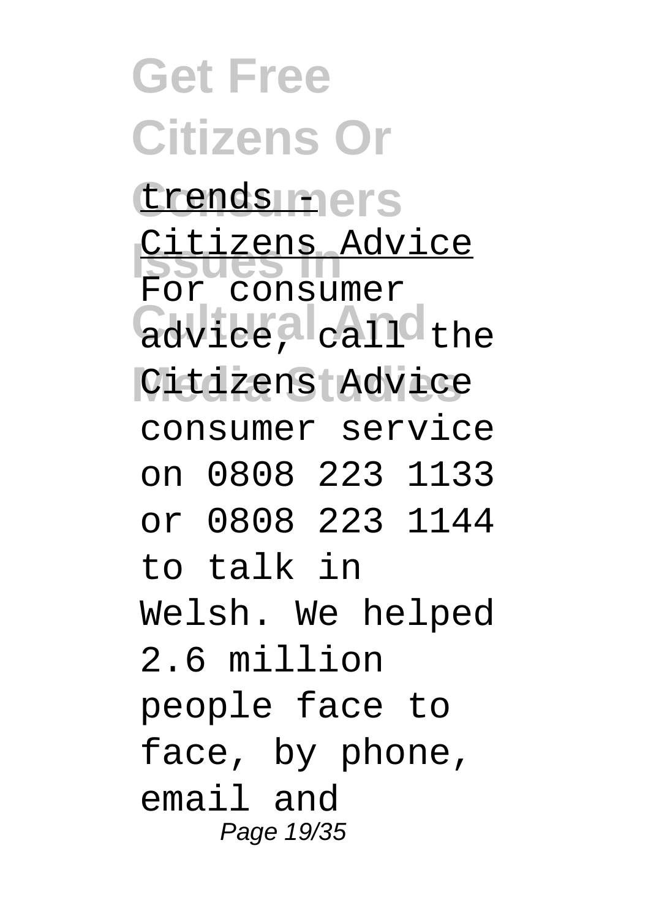trends - Citizens Advice

For consumer advice, call the Citizens Advice consumer service on 0808 223 1133 or 0808 223 1144 to talk in Welsh. We helped 2.6 million people face to face, by phone, email and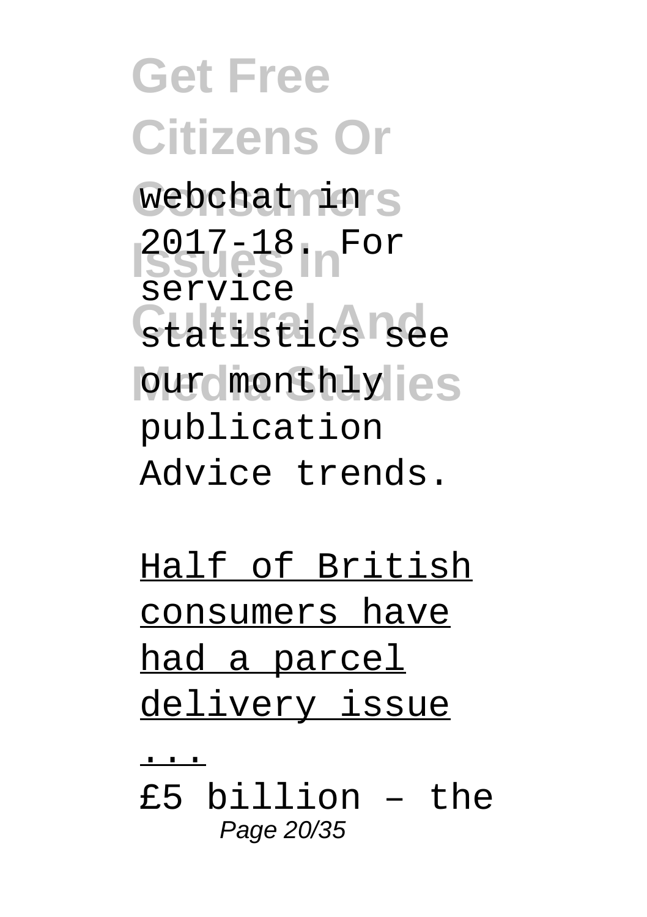webchat in 2017-18. For service statistics see our monthly publication Advice trends.

Half of British consumers have had a parcel delivery issue ...

£5 billion – the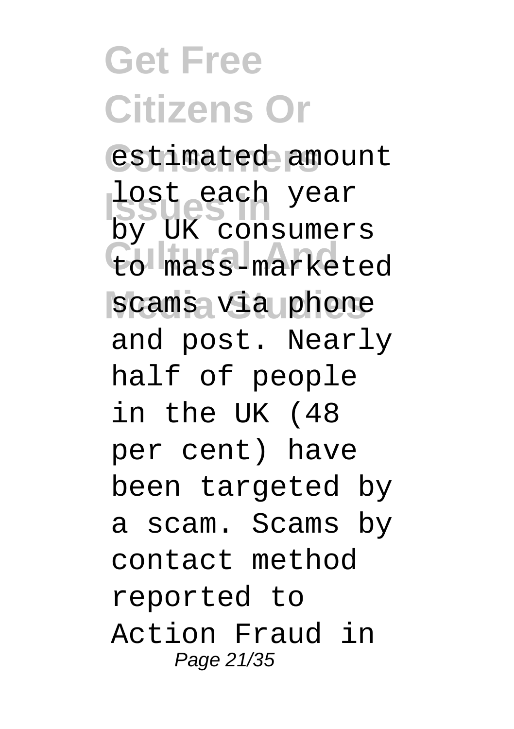estimated amount lost each year by UK consumers to mass-marketed scams via phone and post. Nearly half of people in the UK (48 per cent) have been targeted by a scam. Scams by contact method reported to Action Fraud in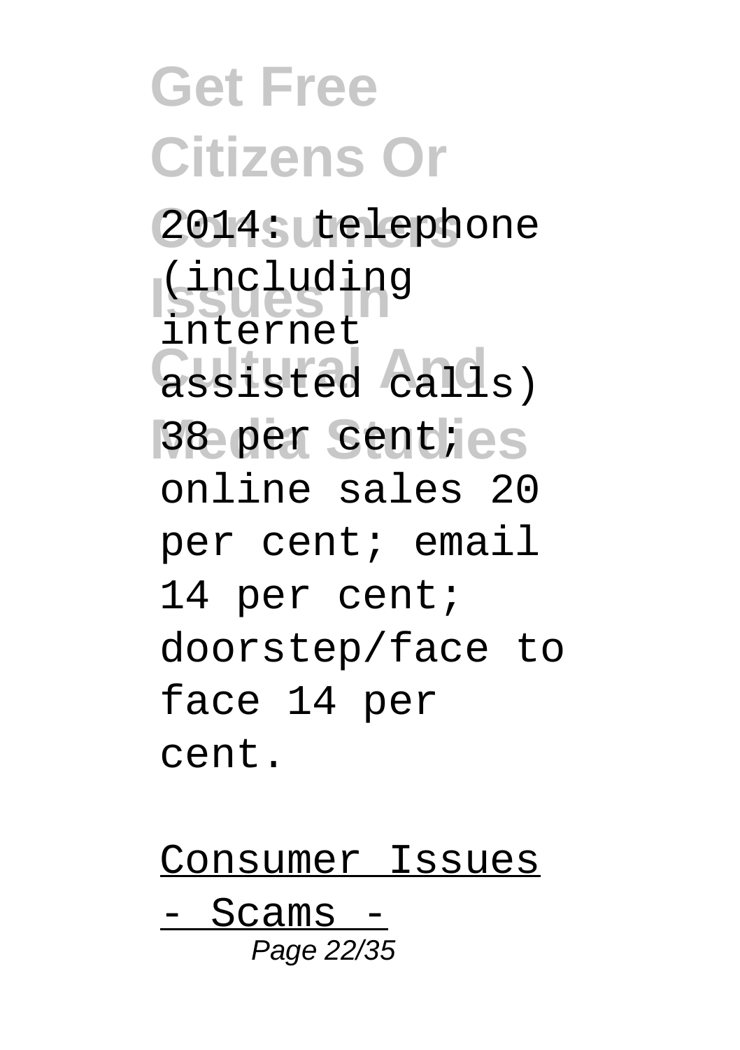2014: telephone (including internet assisted calls) 38 per cent; online sales 20 per cent; email 14 per cent; doorstep/face to face 14 per cent.

Consumer Issues - Scams -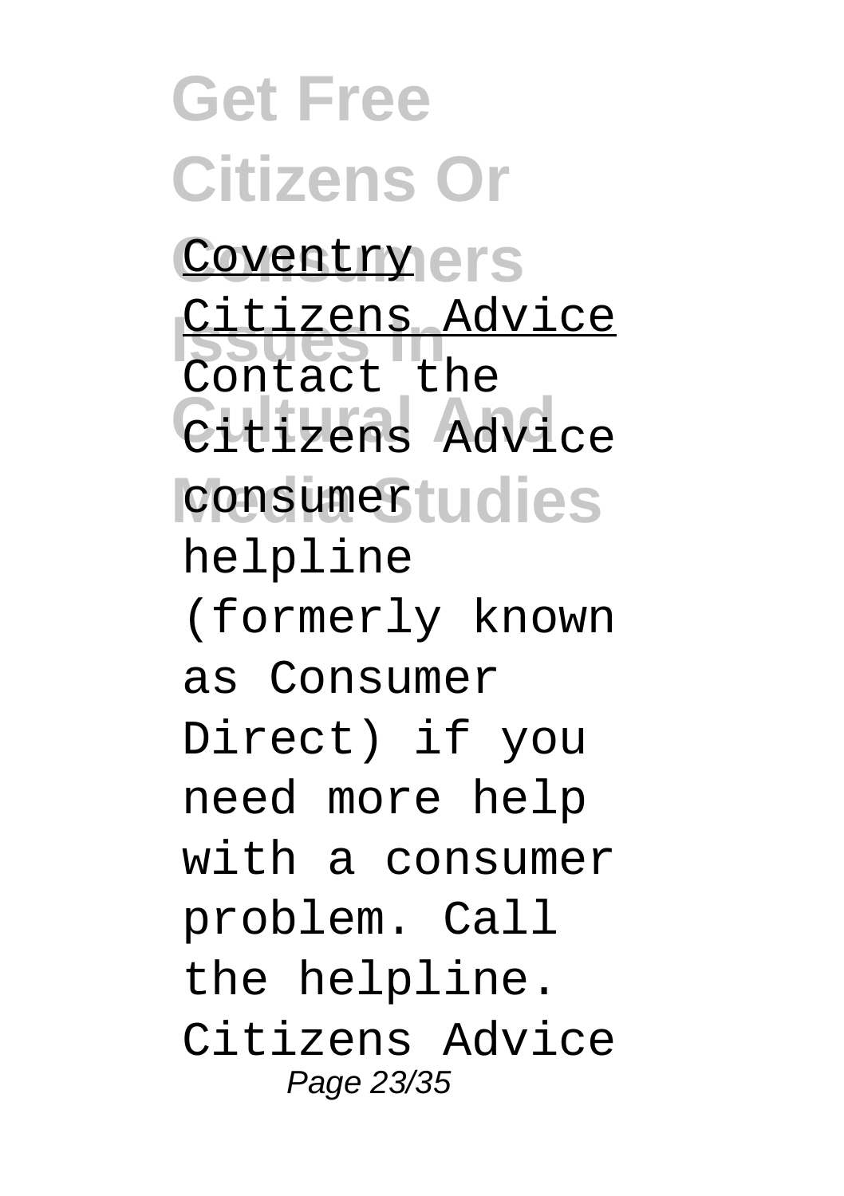Coventry

Citizens Advice

Contact the Citizens Advice consumer helpline (formerly known as Consumer Direct) if you need more help with a consumer problem. Call the helpline. Citizens Advice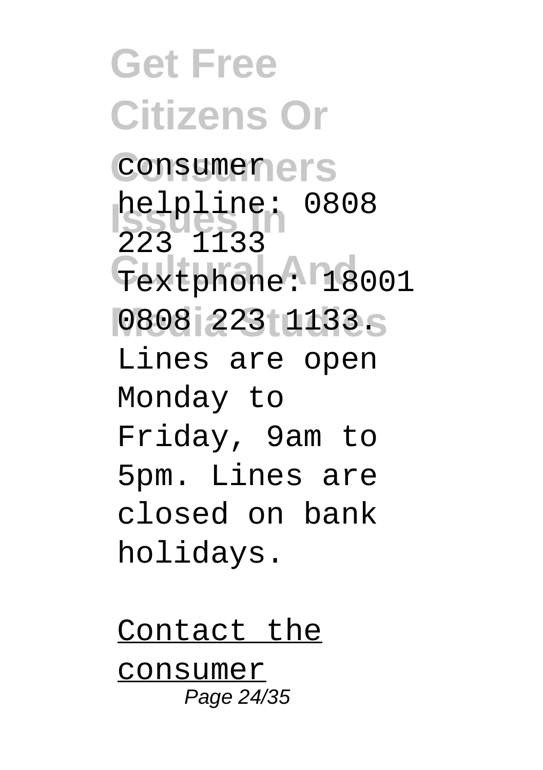consumer helpline: 0808 223 1133
Textphone: 18001 0808 223 1133.
Lines are open Monday to Friday, 9am to 5pm. Lines are closed on bank holidays.

Contact the consumer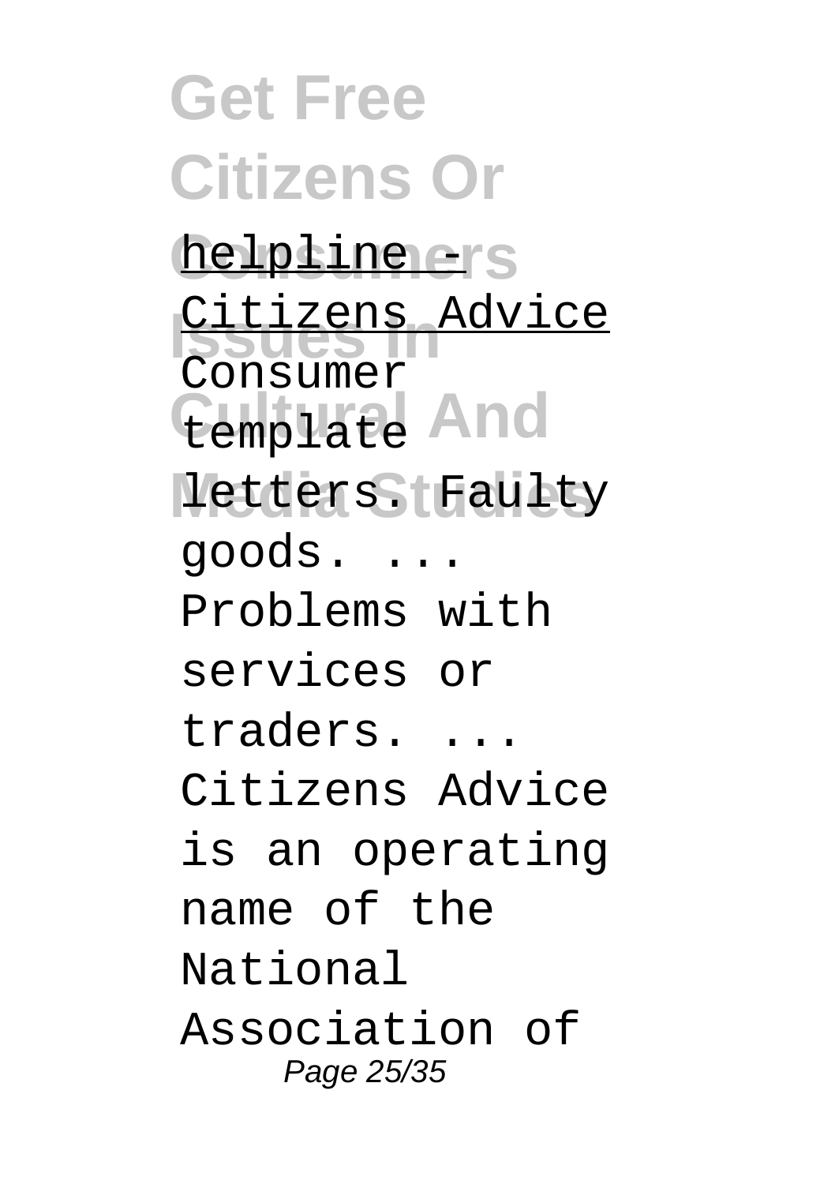helpline - Citizens Advice

Consumer template letters. Faulty goods. ... Problems with services or traders. ... Citizens Advice is an operating name of the National Association of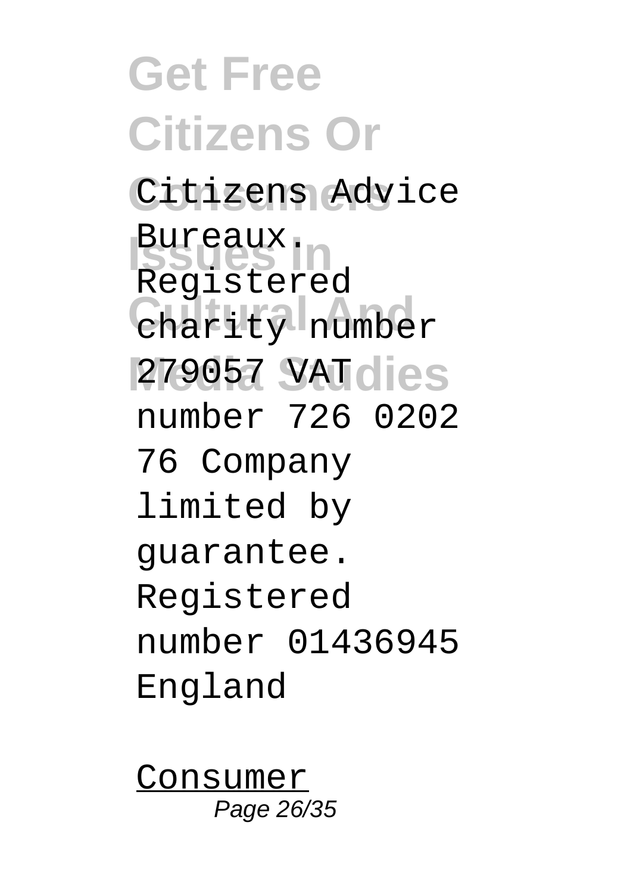Citizens Advice Bureaux. Registered charity number 279057 VAT number 726 0202 76 Company limited by guarantee. Registered number 01436945 England

Consumer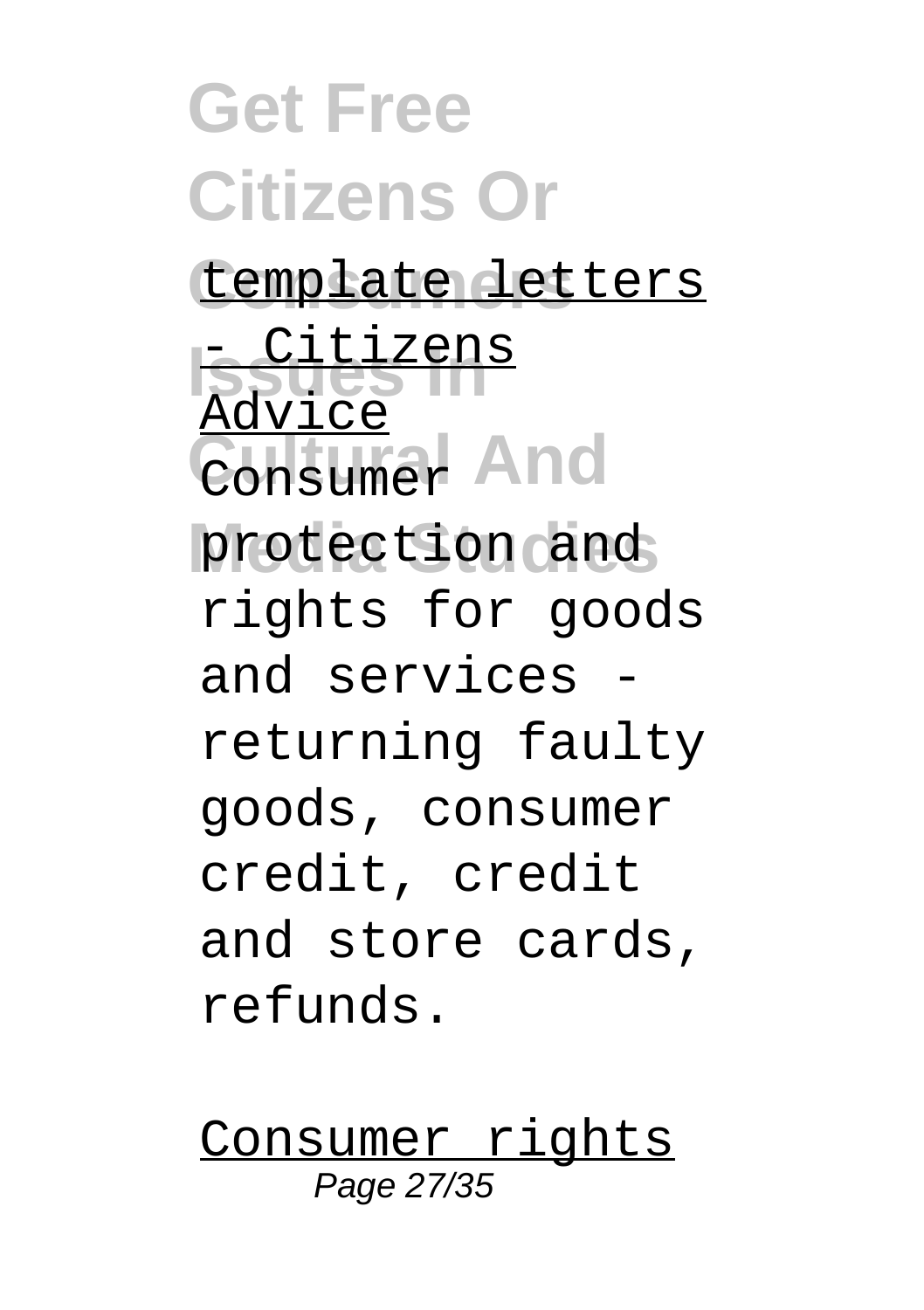template letters - Citizens Advice

Consumer protection and rights for goods and services - returning faulty goods, consumer credit, credit and store cards, refunds.

Consumer rights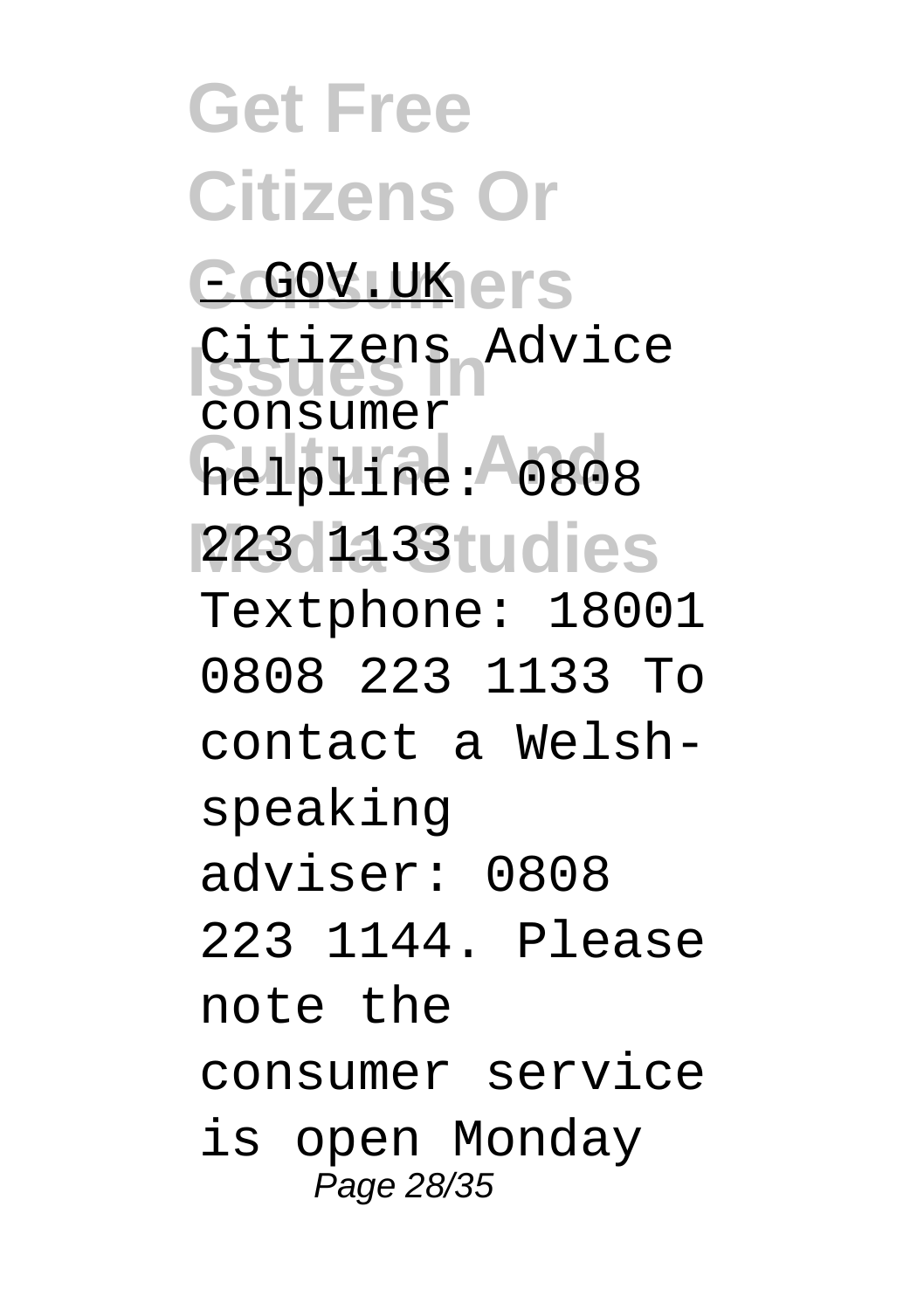- GOV.UK

Citizens Advice consumer helpline: 0808 223 1133 Textphone: 18001 0808 223 1133 To contact a Welsh-speaking adviser: 0808 223 1144. Please note the consumer service is open Monday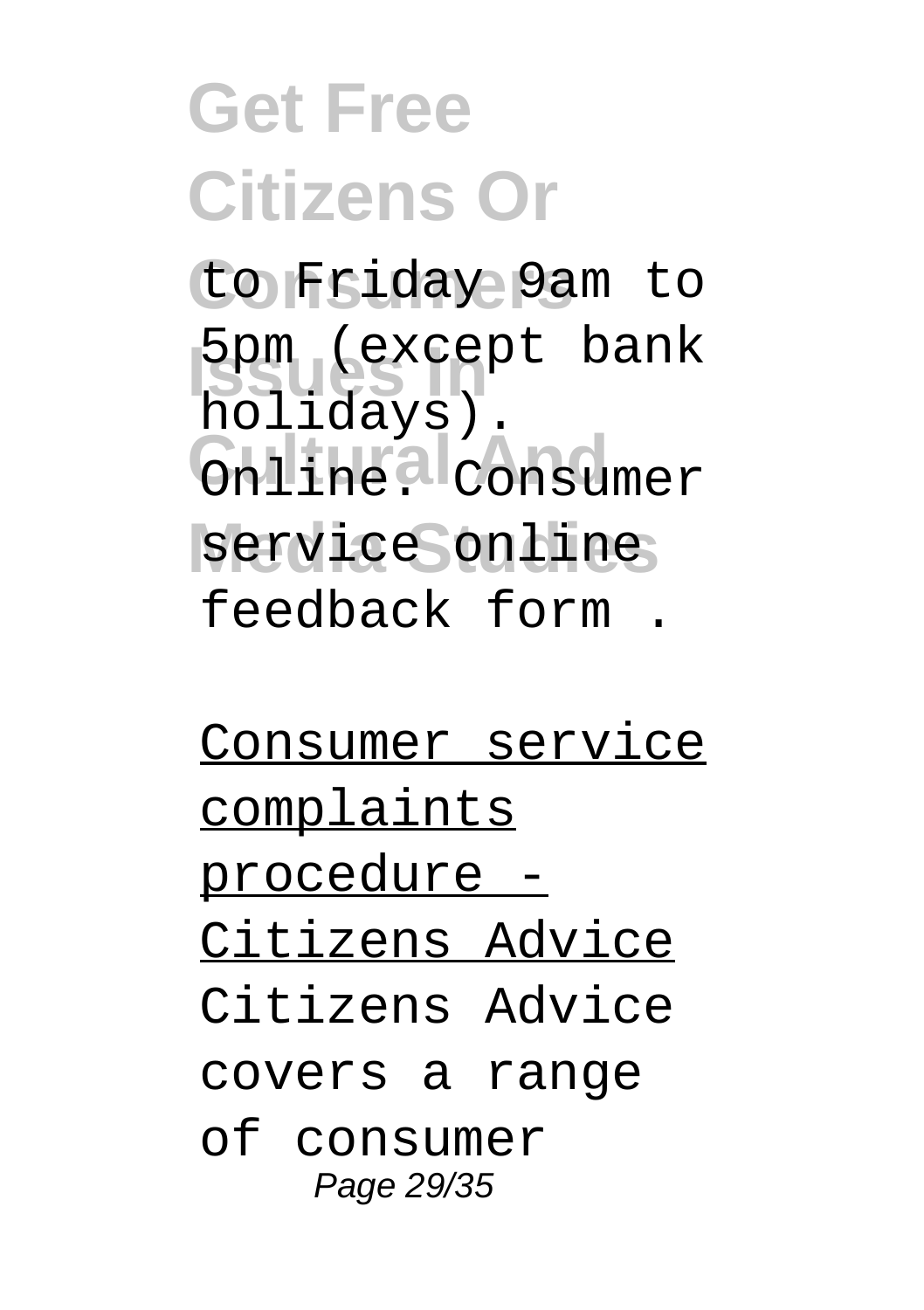to Friday 9am to 5pm (except bank holidays). Online. Consumer service online feedback form .

Consumer service complaints procedure - Citizens Advice

Citizens Advice covers a range of consumer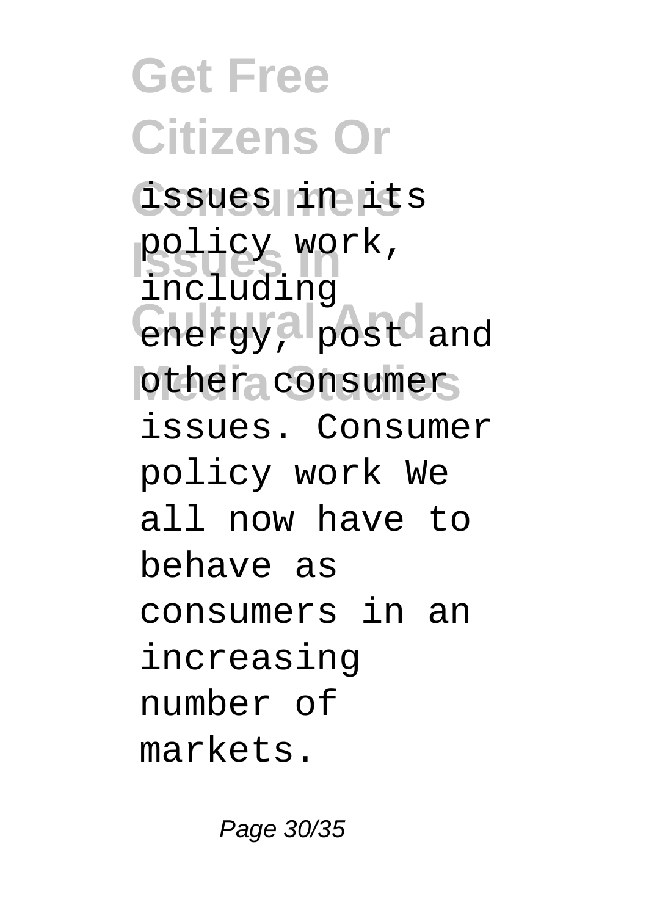issues in its policy work, including energy, post and other consumer issues. Consumer policy work We all now have to behave as consumers in an increasing number of markets.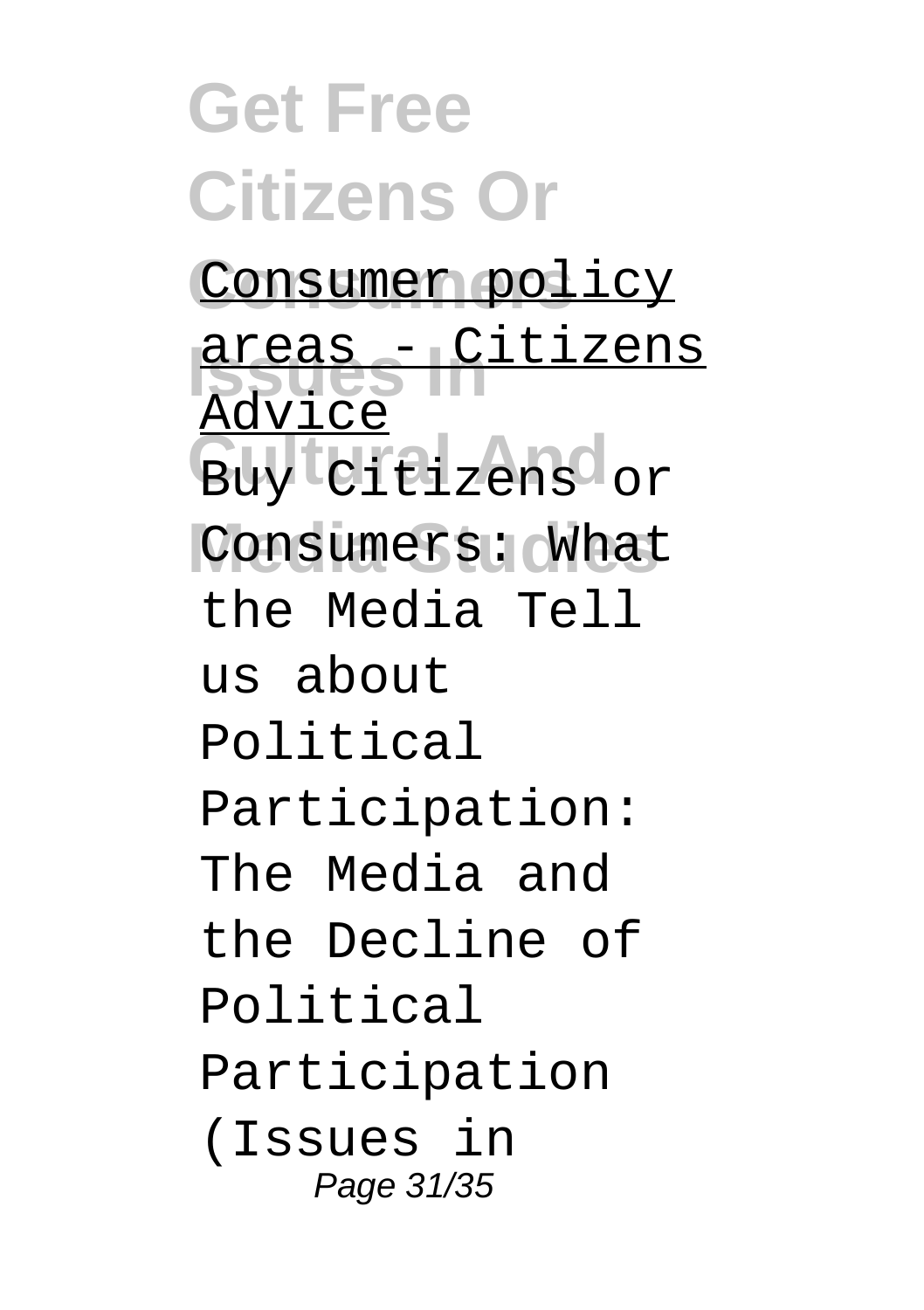[Consumer policy areas - Citizens Advice]

Buy Citizens or Consumers: What the Media Tell us about Political Participation: The Media and the Decline of Political Participation (Issues in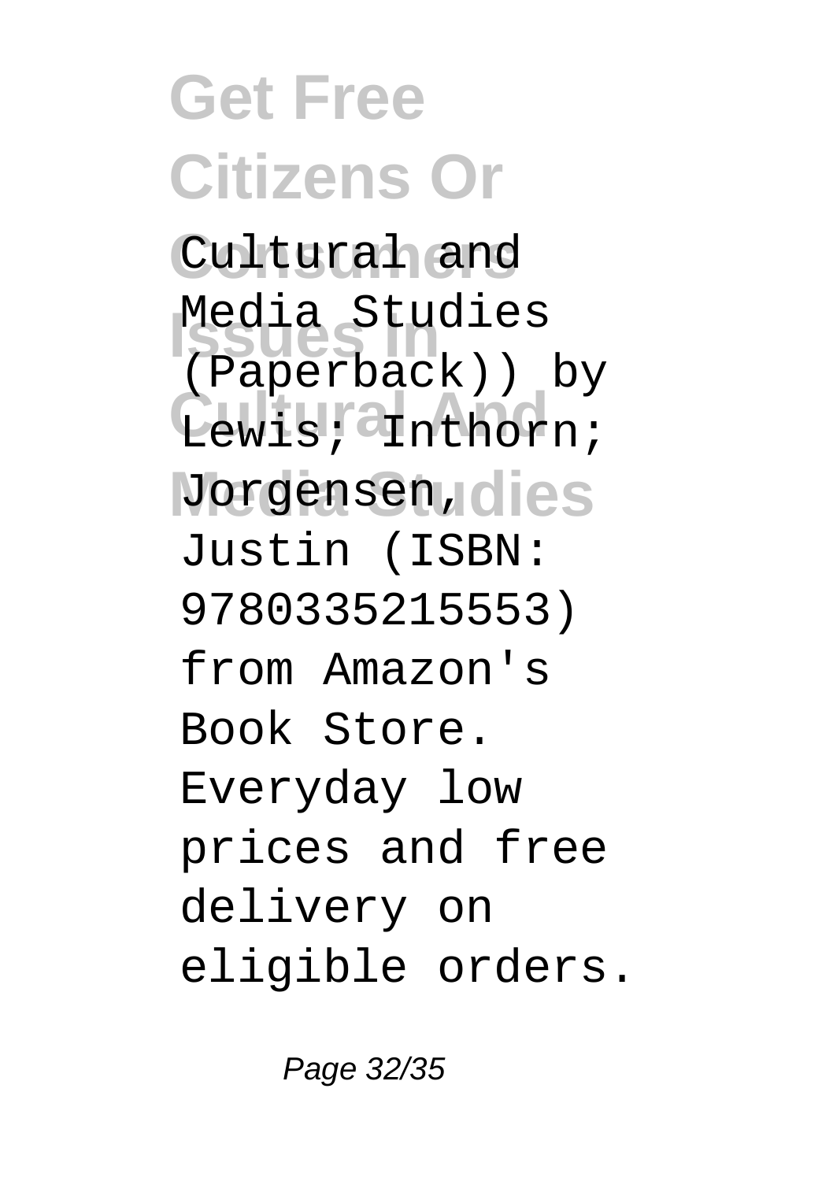Cultural and Media Studies (Paperback)) by Lewis; Inthorn; Jorgensen, Justin (ISBN: 9780335215553) from Amazon's Book Store. Everyday low prices and free delivery on eligible orders.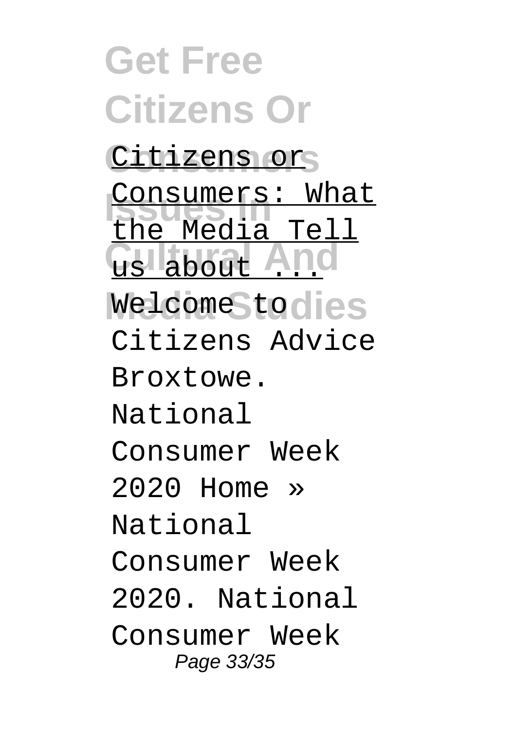Citizens or Consumers: What the Media Tell us about ...

Welcome to Citizens Advice Broxtowe. National Consumer Week 2020 Home » National Consumer Week 2020. National Consumer Week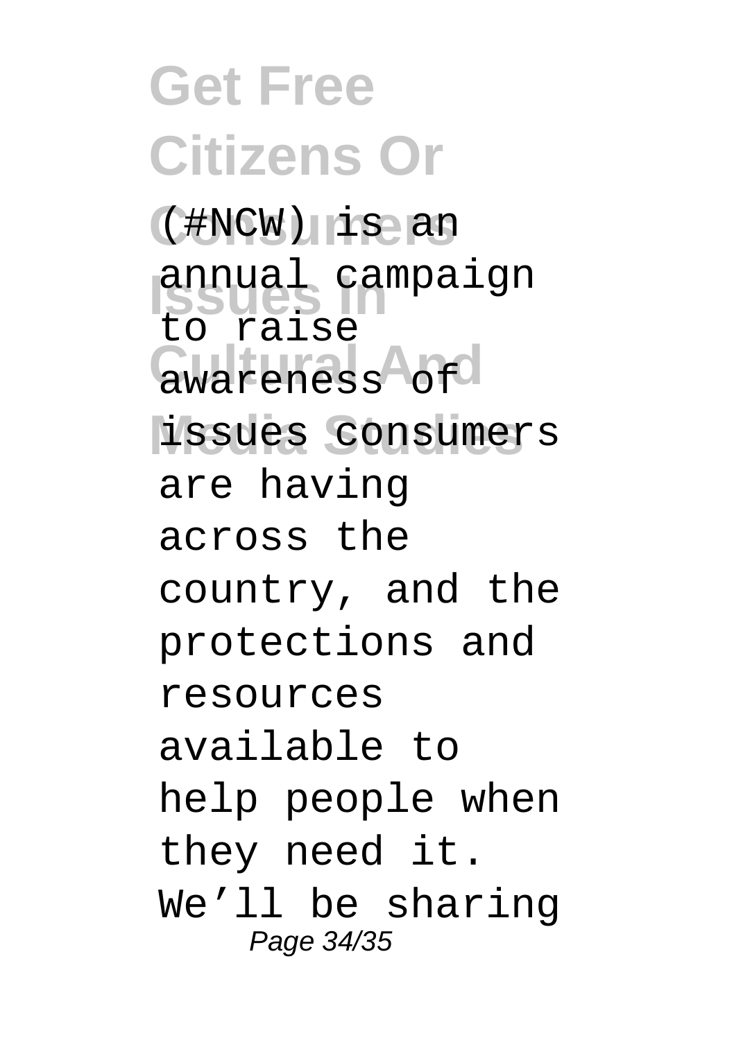(#NCW) is an annual campaign to raise awareness of issues consumers are having across the country, and the protections and resources available to help people when they need it. We’ll be sharing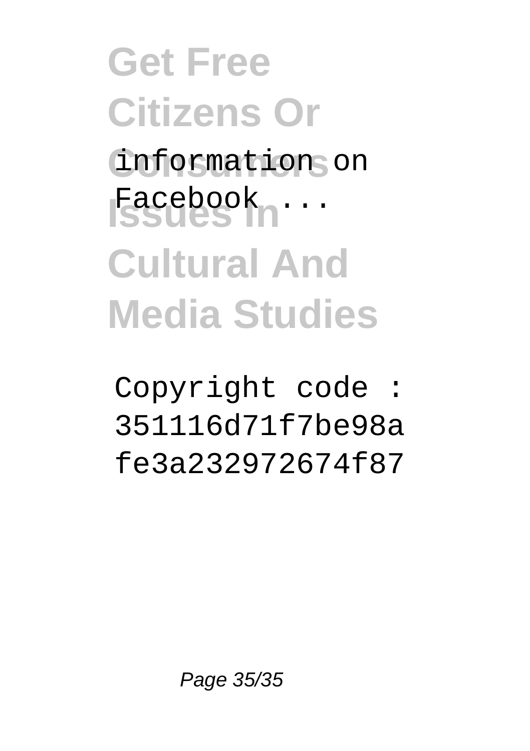information on Facebook ...

Copyright code : 351116d71f7be98afe3a232972674f87